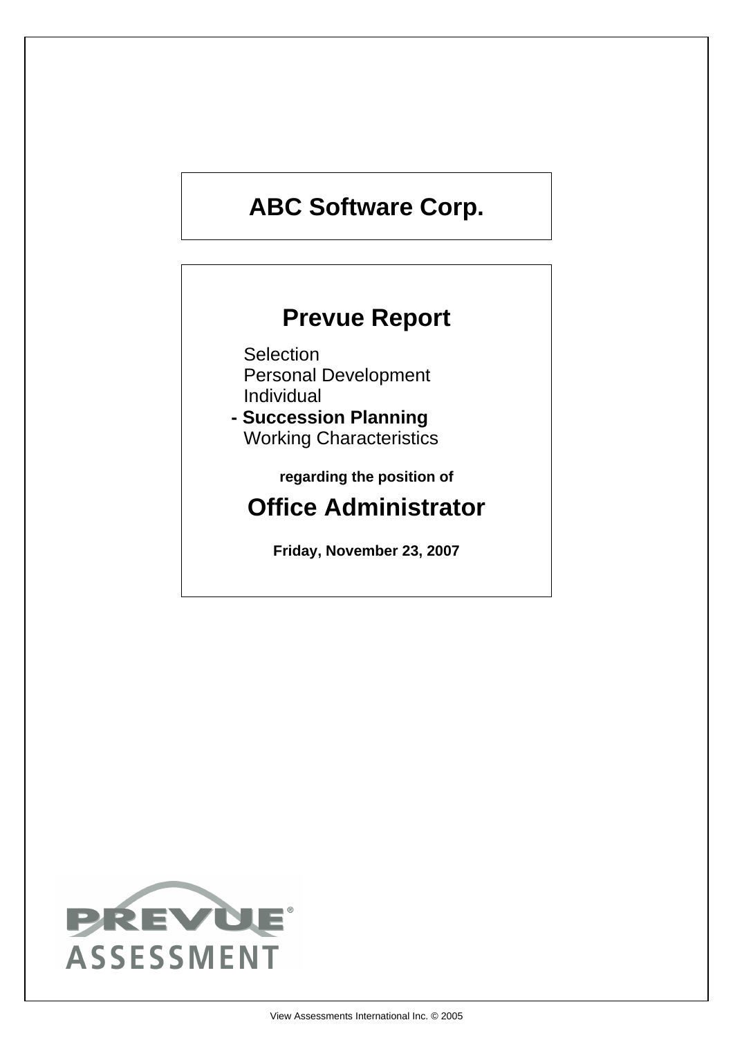# ABC Software Corp.

# Prevue Report

Selection
Personal Development
Individual
**- Succession Planning**
Working Characteristics

**regarding the position of**

## Office Administrator

**Friday, November 23, 2007**

PREVUE ASSESSMENT

View Assessments International Inc. © 2005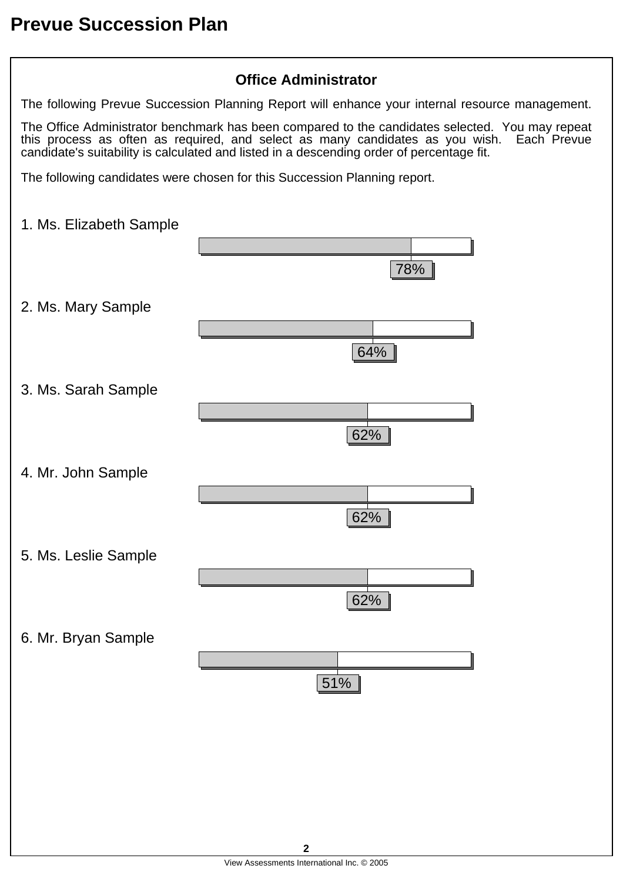# Prevue Succession Plan

## Office Administrator

The following Prevue Succession Planning Report will enhance your internal resource management.

The Office Administrator benchmark has been compared to the candidates selected. You may repeat this process as often as required, and select as many candidates as you wish. Each Prevue candidate's suitability is calculated and listed in a descending order of percentage fit.

The following candidates were chosen for this Succession Planning report.

1. Ms. Elizabeth Sample

   78%

2. Ms. Mary Sample

   64%

3. Ms. Sarah Sample

   62%

4. Mr. John Sample

   62%

5. Ms. Leslie Sample

   62%

6. Mr. Bryan Sample

   51%

View Assessments International Inc. © 2005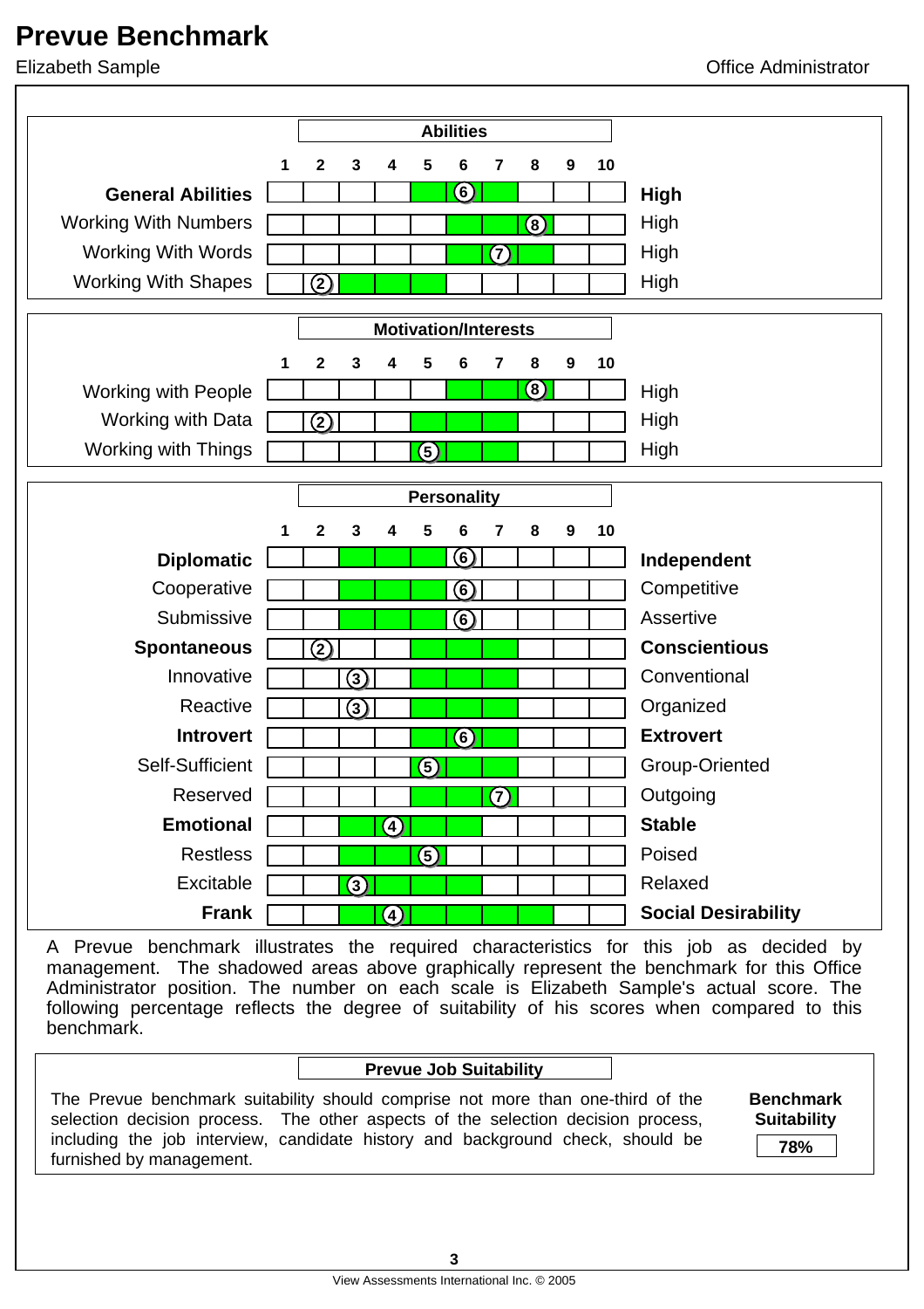# Prevue Benchmark

Elizabeth Sample — Office Administrator

## Abilities

| | Score | Benchmark range (shaded) | |
|---|---|---|---|
| **General Abilities** | 6 | 5–7 | **High** |
| Working With Numbers | 8 | 6–8 | High |
| Working With Words | 7 | 6–8 | High |
| Working With Shapes | 2 | 3–5 | High |

## Motivation/Interests

| | Score | Benchmark range (shaded) | |
|---|---|---|---|
| Working with People | 8 | 6–8 | High |
| Working with Data | 2 | 5–7 | High |
| Working with Things | 5 | 5–7 | High |

## Personality

| | Score | Benchmark range (shaded) | |
|---|---|---|---|
| **Diplomatic** | 6 | 3–5 | **Independent** |
| Cooperative | 6 | 3–5 | Competitive |
| Submissive | 6 | 3–5 | Assertive |
| **Spontaneous** | 2 | 5–7 | **Conscientious** |
| Innovative | 3 | 5–7 | Conventional |
| Reactive | 3 | 5–7 | Organized |
| **Introvert** | 6 | 5–7 | **Extrovert** |
| Self-Sufficient | 5 | 5–7 | Group-Oriented |
| Reserved | 7 | 5–7 | Outgoing |
| **Emotional** | 4 | 3–6 | **Stable** |
| Restless | 5 | 3–5 | Poised |
| Excitable | 3 | 3–6 | Relaxed |
| **Frank** | 4 | 3–8 | **Social Desirability** |

A Prevue benchmark illustrates the required characteristics for this job as decided by management. The shadowed areas above graphically represent the benchmark for this Office Administrator position. The number on each scale is Elizabeth Sample's actual score. The following percentage reflects the degree of suitability of his scores when compared to this benchmark.

## Prevue Job Suitability

The Prevue benchmark suitability should comprise not more than one-third of the selection decision process. The other aspects of the selection decision process, including the job interview, candidate history and background check, should be furnished by management.

**Benchmark Suitability**

**78%**

View Assessments International Inc. © 2005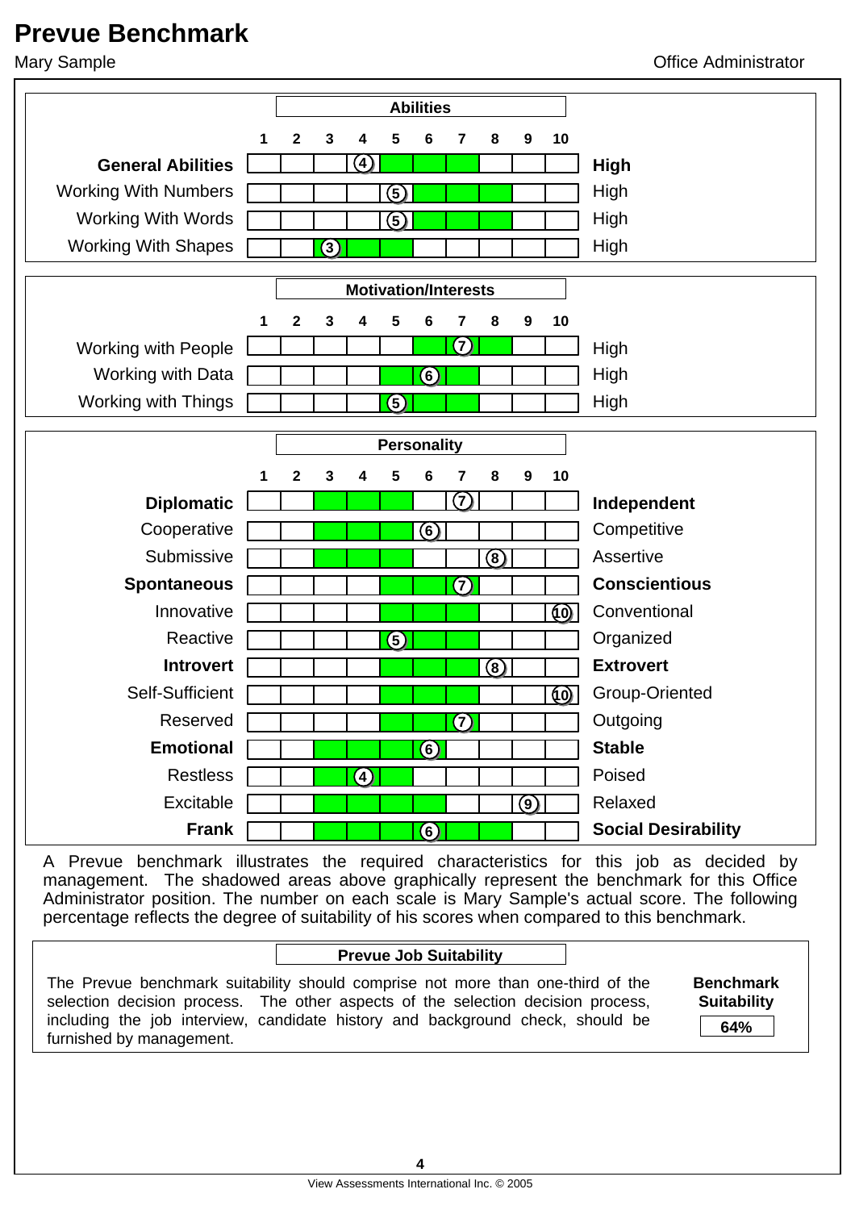# Prevue Benchmark

Mary Sample — Office Administrator

## Abilities

| Scale | Score | Benchmark Range | |
|---|---|---|---|
| **General Abilities** | 4 | 5–7 | **High** |
| Working With Numbers | 5 | 6–8 | High |
| Working With Words | 5 | 6–8 | High |
| Working With Shapes | 3 | 3–5 | High |

## Motivation/Interests

| Scale | Score | Benchmark Range | |
|---|---|---|---|
| Working with People | 7 | 6–8 | High |
| Working with Data | 6 | 5–7 | High |
| Working with Things | 5 | 5–7 | High |

## Personality

| Low End | Score | Benchmark Range | High End |
|---|---|---|---|
| **Diplomatic** | 7 | 3–5 | **Independent** |
| Cooperative | 6 | 3–5 | Competitive |
| Submissive | 8 | 3–5 | Assertive |
| **Spontaneous** | 7 | 5–7 | **Conscientious** |
| Innovative | 10 | 5–7 | Conventional |
| Reactive | 5 | 5–7 | Organized |
| **Introvert** | 8 | 5–7 | **Extrovert** |
| Self-Sufficient | 10 | 5–7 | Group-Oriented |
| Reserved | 7 | 5–7 | Outgoing |
| **Emotional** | 6 | 3–6 | **Stable** |
| Restless | 4 | 3–5 | Poised |
| Excitable | 9 | 3–6 | Relaxed |
| **Frank** | 6 | 3–8 | **Social Desirability** |

A Prevue benchmark illustrates the required characteristics for this job as decided by management. The shadowed areas above graphically represent the benchmark for this Office Administrator position. The number on each scale is Mary Sample's actual score. The following percentage reflects the degree of suitability of his scores when compared to this benchmark.

## Prevue Job Suitability

The Prevue benchmark suitability should comprise not more than one-third of the selection decision process. The other aspects of the selection decision process, including the job interview, candidate history and background check, should be furnished by management.

**Benchmark Suitability**

**64%**

View Assessments International Inc. © 2005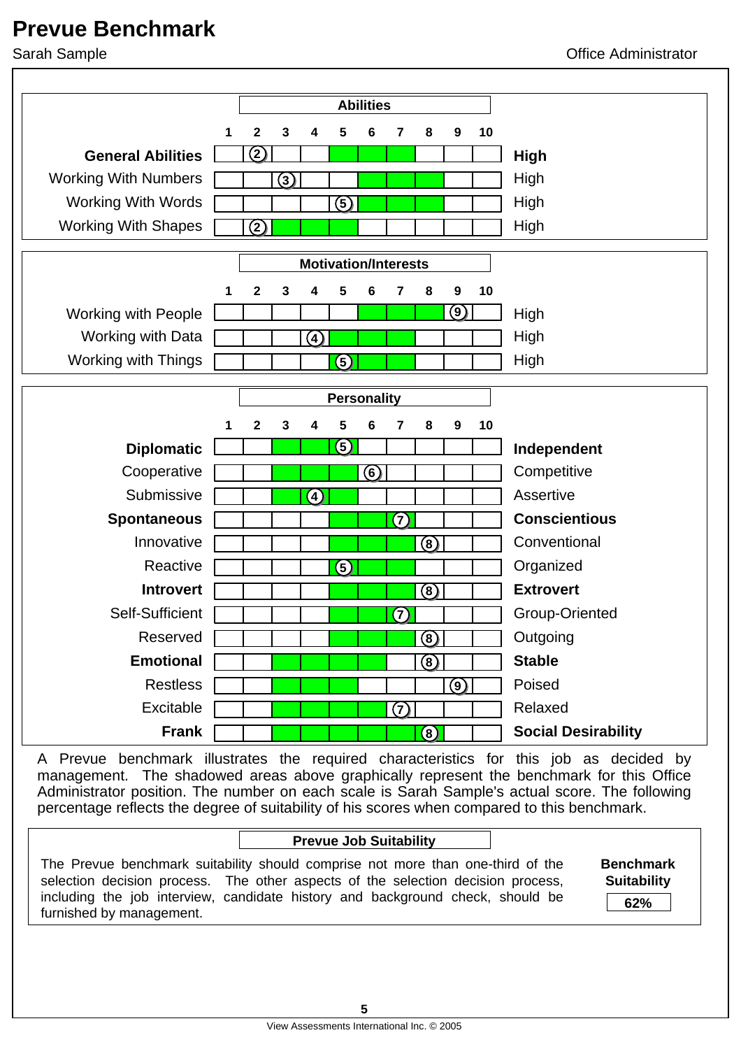# Prevue Benchmark

Sarah Sample — Office Administrator

## Abilities

| Scale | Score | Benchmark range | Label |
|---|---|---|---|
| **General Abilities** | 2 | 5–7 | **High** |
| Working With Numbers | 3 | 6–8 | High |
| Working With Words | 5 | 6–8 | High |
| Working With Shapes | 2 | 3–5 | High |

## Motivation/Interests

| Scale | Score | Benchmark range | Label |
|---|---|---|---|
| Working with People | 9 | 6–9 | High |
| Working with Data | 4 | 5–7 | High |
| Working with Things | 5 | 5–7 | High |

## Personality

| Low End | Score | Benchmark range | High End |
|---|---|---|---|
| **Diplomatic** | 5 | 3–5 | **Independent** |
| Cooperative | 6 | 3–5 | Competitive |
| Submissive | 4 | 3–5 | Assertive |
| **Spontaneous** | 7 | 5–7 | **Conscientious** |
| Innovative | 8 | 5–7 | Conventional |
| Reactive | 5 | 5–7 | Organized |
| **Introvert** | 8 | 5–7 | **Extrovert** |
| Self-Sufficient | 7 | 5–7 | Group-Oriented |
| Reserved | 8 | 5–7 | Outgoing |
| **Emotional** | 8 | 3–6 | **Stable** |
| Restless | 9 | 3–5 | Poised |
| Excitable | 7 | 3–6 | Relaxed |
| **Frank** | 8 | 3–8 | **Social Desirability** |

A Prevue benchmark illustrates the required characteristics for this job as decided by management. The shadowed areas above graphically represent the benchmark for this Office Administrator position. The number on each scale is Sarah Sample's actual score. The following percentage reflects the degree of suitability of his scores when compared to this benchmark.

## Prevue Job Suitability

The Prevue benchmark suitability should comprise not more than one-third of the selection decision process. The other aspects of the selection decision process, including the job interview, candidate history and background check, should be furnished by management.

**Benchmark Suitability**

**62%**

View Assessments International Inc. © 2005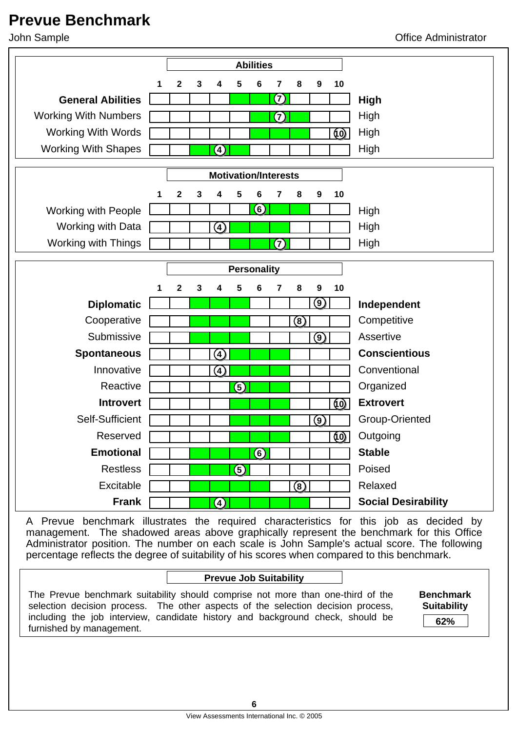# Prevue Benchmark

John Sample — Office Administrator

## Abilities

| | Score | Benchmark range | |
|---|---|---|---|
| **General Abilities** | 7 | 5–7 | **High** |
| Working With Numbers | 7 | 6–8 | High |
| Working With Words | 10 | 6–8 | High |
| Working With Shapes | 4 | 3–5 | High |

## Motivation/Interests

| | Score | Benchmark range | |
|---|---|---|---|
| Working with People | 6 | 6–8 | High |
| Working with Data | 4 | 5–7 | High |
| Working with Things | 7 | 5–7 | High |

## Personality

| | Score | Benchmark range | |
|---|---|---|---|
| **Diplomatic** | 9 | 3–5 | **Independent** |
| Cooperative | 8 | 3–5 | Competitive |
| Submissive | 9 | 3–5 | Assertive |
| **Spontaneous** | 4 | 5–7 | **Conscientious** |
| Innovative | 4 | 5–7 | Conventional |
| Reactive | 5 | 5–7 | Organized |
| **Introvert** | 10 | 5–7 | **Extrovert** |
| Self-Sufficient | 9 | 5–7 | Group-Oriented |
| Reserved | 10 | 5–7 | Outgoing |
| **Emotional** | 6 | 3–6 | **Stable** |
| Restless | 5 | 3–5 | Poised |
| Excitable | 8 | 3–6 | Relaxed |
| **Frank** | 4 | 3–8 | **Social Desirability** |

A Prevue benchmark illustrates the required characteristics for this job as decided by management. The shadowed areas above graphically represent the benchmark for this Office Administrator position. The number on each scale is John Sample's actual score. The following percentage reflects the degree of suitability of his scores when compared to this benchmark.

## Prevue Job Suitability

The Prevue benchmark suitability should comprise not more than one-third of the selection decision process. The other aspects of the selection decision process, including the job interview, candidate history and background check, should be furnished by management.

**Benchmark Suitability**

**62%**

View Assessments International Inc. © 2005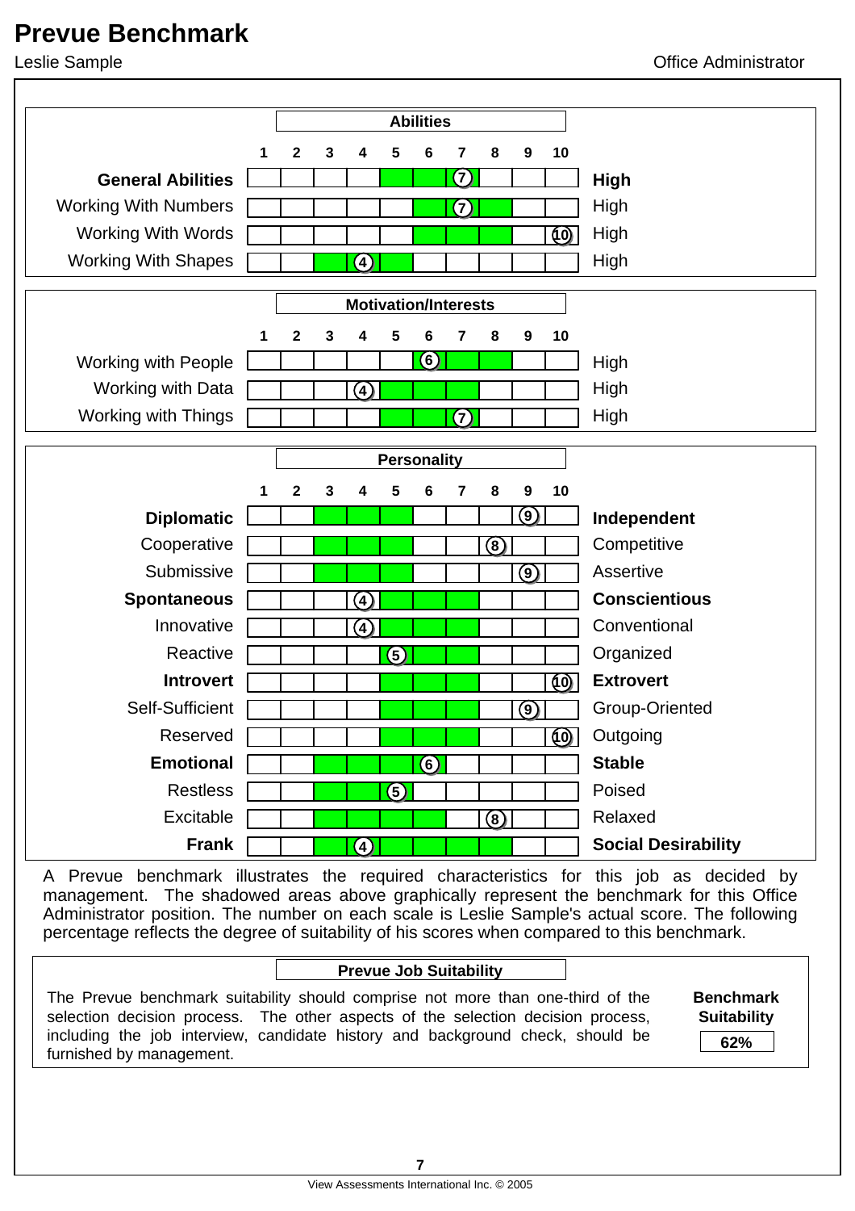# Prevue Benchmark

Leslie Sample — Office Administrator

## Abilities

| | Benchmark Range | Score | |
|---|---|---|---|
| **General Abilities** | 5–7 | 7 | **High** |
| Working With Numbers | 6–8 | 7 | High |
| Working With Words | 6–8 | 10 | High |
| Working With Shapes | 3–5 | 4 | High |

## Motivation/Interests

| | Benchmark Range | Score | |
|---|---|---|---|
| Working with People | 6–8 | 6 | High |
| Working with Data | 5–7 | 4 | High |
| Working with Things | 5–7 | 7 | High |

## Personality

| | Benchmark Range | Score | |
|---|---|---|---|
| **Diplomatic** | 3–5 | 9 | **Independent** |
| Cooperative | 3–5 | 8 | Competitive |
| Submissive | 3–5 | 9 | Assertive |
| **Spontaneous** | 5–7 | 4 | **Conscientious** |
| Innovative | 5–7 | 4 | Conventional |
| Reactive | 5–7 | 5 | Organized |
| **Introvert** | 5–7 | 10 | **Extrovert** |
| Self-Sufficient | 5–7 | 9 | Group-Oriented |
| Reserved | 5–7 | 10 | Outgoing |
| **Emotional** | 3–6 | 6 | **Stable** |
| Restless | 3–5 | 5 | Poised |
| Excitable | 3–6 | 8 | Relaxed |
| **Frank** | 3–8 | 4 | **Social Desirability** |

A Prevue benchmark illustrates the required characteristics for this job as decided by management. The shadowed areas above graphically represent the benchmark for this Office Administrator position. The number on each scale is Leslie Sample's actual score. The following percentage reflects the degree of suitability of his scores when compared to this benchmark.

## Prevue Job Suitability

The Prevue benchmark suitability should comprise not more than one-third of the selection decision process. The other aspects of the selection decision process, including the job interview, candidate history and background check, should be furnished by management.

**Benchmark Suitability**

**62%**

View Assessments International Inc. © 2005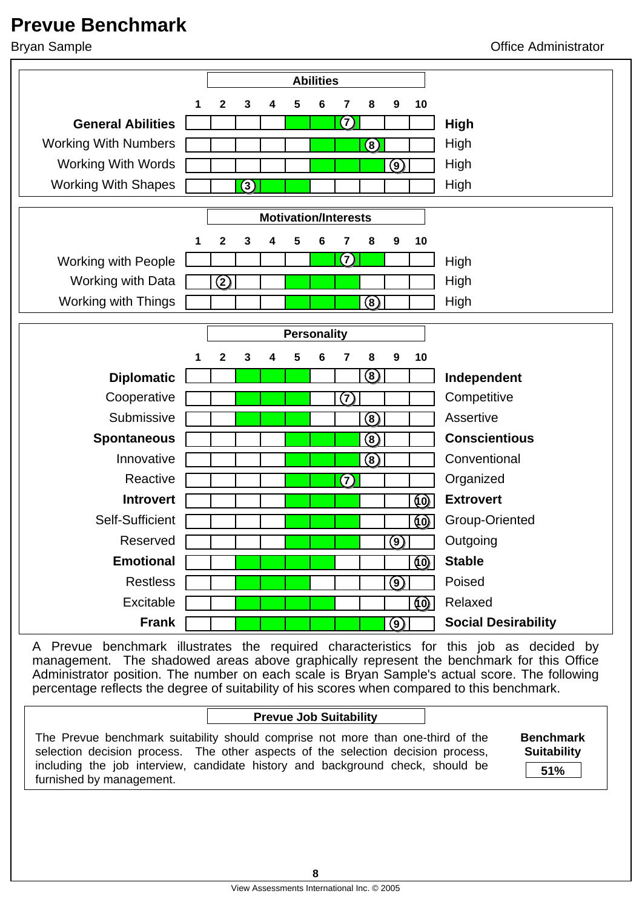# Prevue Benchmark

Bryan Sample

Office Administrator

## Abilities

1 2 3 4 5 6 7 8 9 10

**General Abilities** 7 **High**

Working With Numbers 8 High

Working With Words 9 High

Working With Shapes 3 High

## Motivation/Interests

1 2 3 4 5 6 7 8 9 10

Working with People 7 High

Working with Data 2 High

Working with Things 8 High

## Personality

1 2 3 4 5 6 7 8 9 10

**Diplomatic** 8 **Independent**

Cooperative 7 Competitive

Submissive 8 Assertive

**Spontaneous** 8 **Conscientious**

Innovative 8 Conventional

Reactive 7 Organized

**Introvert** 10 **Extrovert**

Self-Sufficient 10 Group-Oriented

Reserved 9 Outgoing

**Emotional** 10 **Stable**

Restless 9 Poised

Excitable 10 Relaxed

**Frank** 9 **Social Desirability**

A Prevue benchmark illustrates the required characteristics for this job as decided by management. The shadowed areas above graphically represent the benchmark for this Office Administrator position. The number on each scale is Bryan Sample's actual score. The following percentage reflects the degree of suitability of his scores when compared to this benchmark.

## Prevue Job Suitability

The Prevue benchmark suitability should comprise not more than one-third of the selection decision process. The other aspects of the selection decision process, including the job interview, candidate history and background check, should be furnished by management.

**Benchmark Suitability**

**51%**